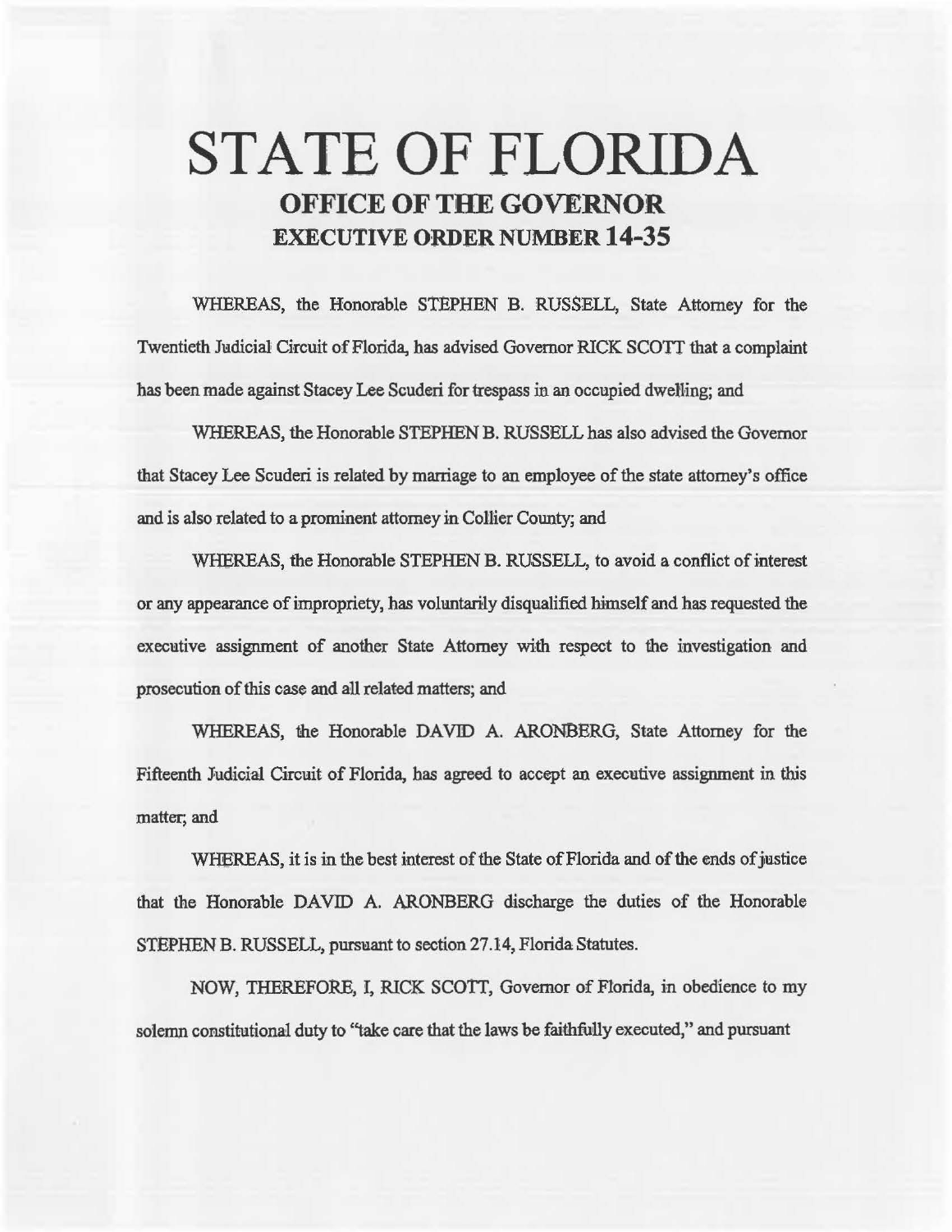# STATE OF FLORIDA

## OFFICE OF THE GOVERNOR

## EXECUTIVE ORDER NUMBER 14-35

WHEREAS, the Honorable STEPHEN B. RUSSELL, State Attorney for the Twentieth Judicial Circuit of Florida, has advised Governor RICK SCOTT that a complaint has been made against Stacey Lee Scuderi for trespass in an occupied dwelling; and

WHEREAS, the Honorable STEPHEN B. RUSSELL has also advised the Governor that Stacey Lee Scuderi is related by marriage to an employee of the state attorney's office and is also related to a prominent attorney in Collier County; and

WHEREAS, the Honorable STEPHEN B. RUSSELL, to avoid a conflict of interest or any appearance of impropriety, has voluntarily disqualified himself and has requested the executive assignment of another State Attorney with respect to the investigation and prosecution of this case and all related matters; and

WHEREAS, the Honorable DAVID A. ARONBERG, State Attorney for the Fifteenth Judicial Circuit of Florida, has agreed to accept an executive assignment in this matter; and

WHEREAS, it is in the best interest of the State of Florida and of the ends of justice that the Honorable DAVID A. ARONBERG discharge the duties of the Honorable STEPHEN B. RUSSELL, pursuant to section 27.14, Florida Statutes.

NOW, THEREFORE, I, RICK SCOTT, Governor of Florida, in obedience to my solemn constitutional duty to "take care that the laws be faithfully executed," and pursuant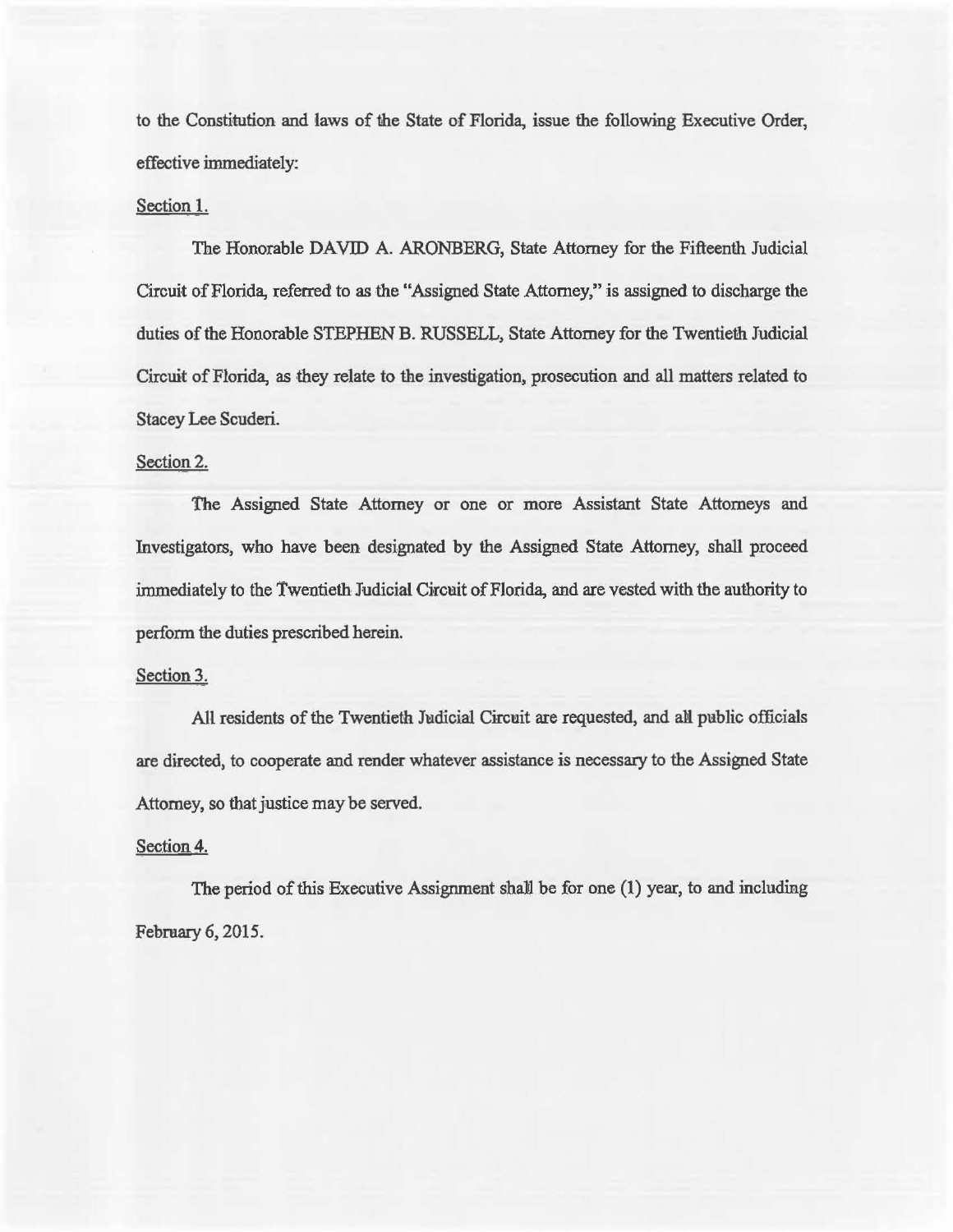to the Constitution and laws of the State of Florida, issue the following Executive Order, effective immediately:

Section 1.

The Honorable DAVID A. ARONBERG, State Attorney for the Fifteenth Judicial Circuit of Florida, referred to as the "Assigned State Attorney," is assigned to discharge the duties of the Honorable STEPHEN B. RUSSELL, State Attorney for the Twentieth Judicial Circuit of Florida, as they relate to the investigation, prosecution and all matters related to Stacey Lee Scuderi.

Section 2.

The Assigned State Attorney or one or more Assistant State Attorneys and Investigators, who have been designated by the Assigned State Attorney, shall proceed immediately to the Twentieth Judicial Circuit of Florida, and are vested with the authority to perform the duties prescribed herein.

Section 3.

All residents of the Twentieth Judicial Circuit are requested, and all public officials are directed, to cooperate and render whatever assistance is necessary to the Assigned State Attorney, so that justice may be served.

Section 4.

The period of this Executive Assignment shall be for one (1) year, to and including February 6, 2015.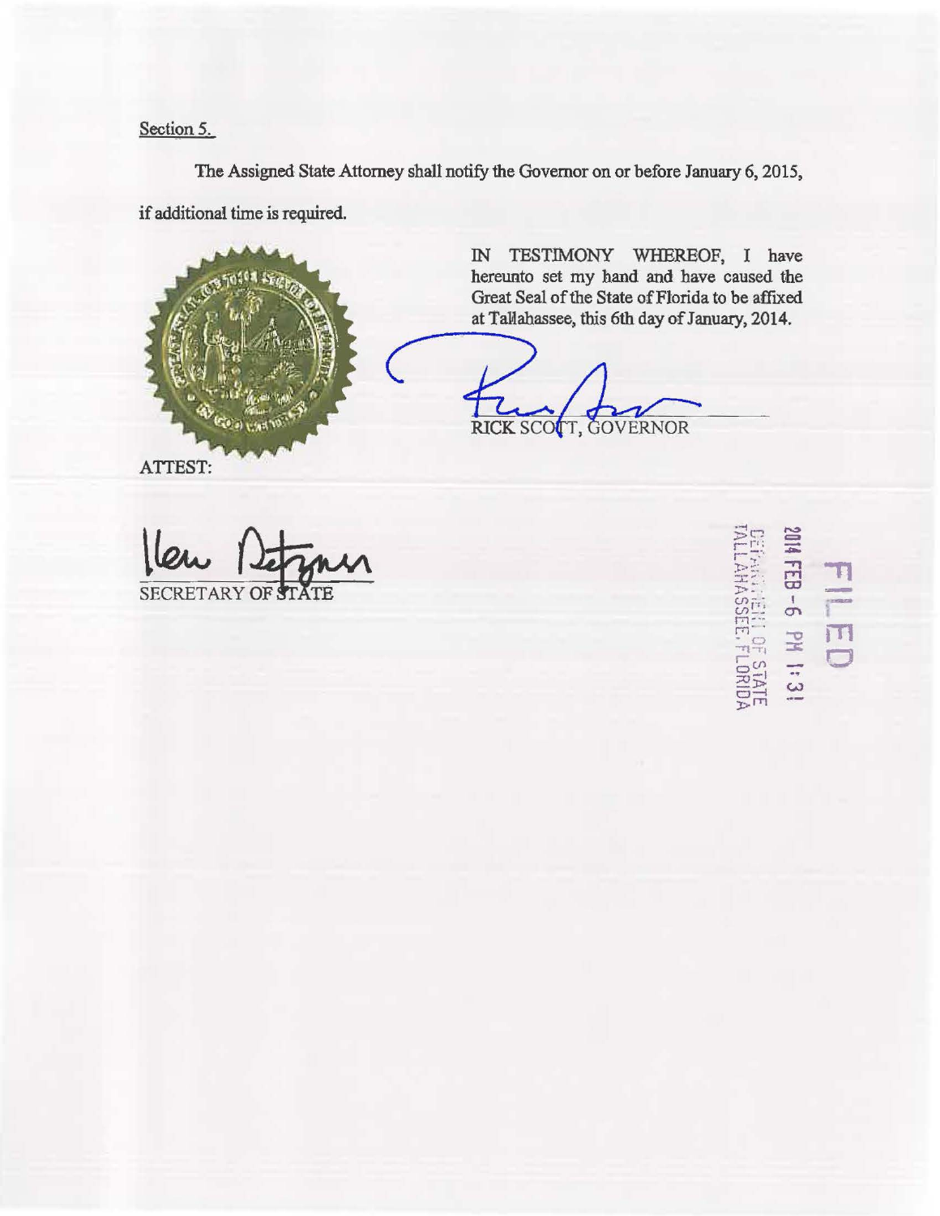Section 5.

The Assigned State Attorney shall notify the Governor on or before January 6, 2015, if additional time is required.

IN TESTIMONY WHEREOF, I have hereunto set my hand and have caused the Great Seal of the State of Florida to be affixed at Tallahassee, this 6th day of January, 2014.

RICK SCOTT, GOVERNOR

ATTEST:

SECRETARY OF STATE

FILED

2014 FEB -6 PM 1:31

DEPARTMENT OF STATE
TALLAHASSEE, FLORIDA